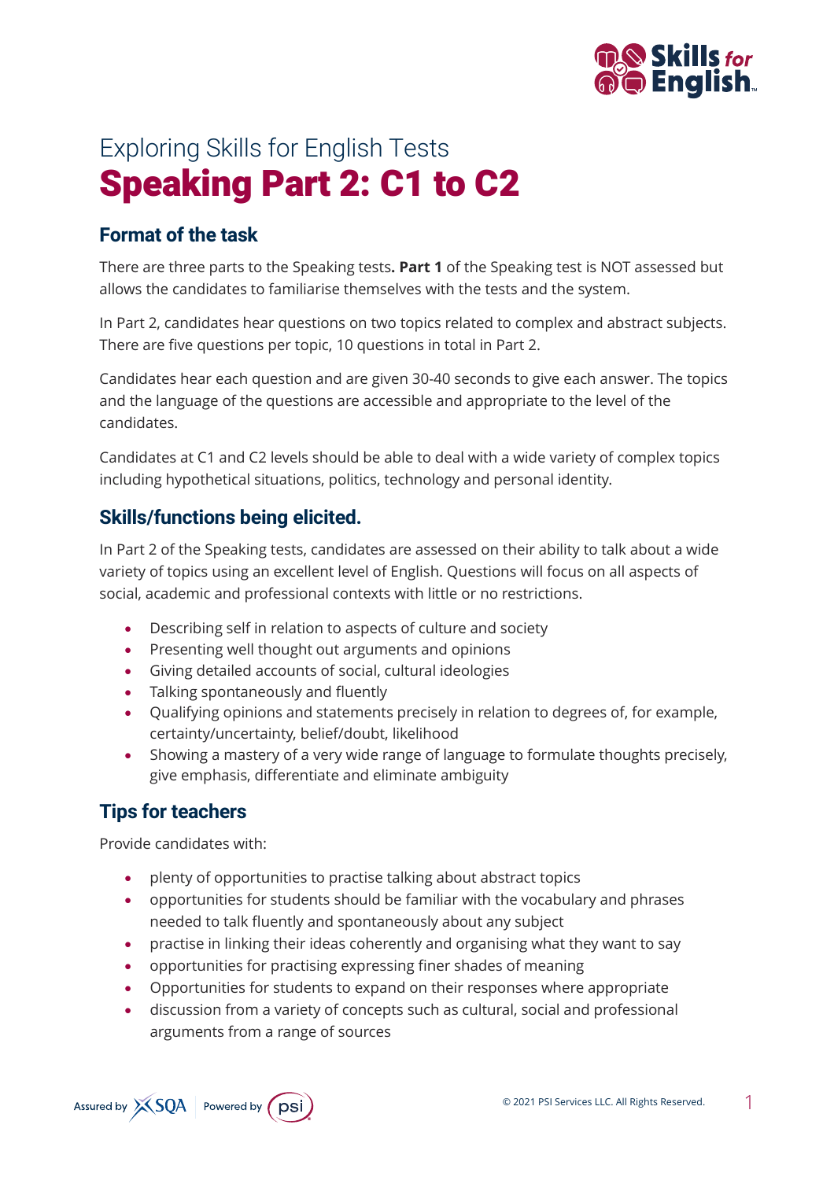Exploring Skills for English Tests

# Speaking Part 2: C1 to C2

## Format of the task

There are three parts to the Speaking tests**. Part 1** of the Speaking test is NOT assessed but allows the candidates to familiarise themselves with the tests and the system.

In Part 2, candidates hear questions on two topics related to complex and abstract subjects. There are five questions per topic, 10 questions in total in Part 2.

Candidates hear each question and are given 30-40 seconds to give each answer. The topics and the language of the questions are accessible and appropriate to the level of the candidates.

Candidates at C1 and C2 levels should be able to deal with a wide variety of complex topics including hypothetical situations, politics, technology and personal identity.

## Skills/functions being elicited.

In Part 2 of the Speaking tests, candidates are assessed on their ability to talk about a wide variety of topics using an excellent level of English. Questions will focus on all aspects of social, academic and professional contexts with little or no restrictions.

- Describing self in relation to aspects of culture and society
- Presenting well thought out arguments and opinions
- Giving detailed accounts of social, cultural ideologies
- Talking spontaneously and fluently
- Qualifying opinions and statements precisely in relation to degrees of, for example, certainty/uncertainty, belief/doubt, likelihood
- Showing a mastery of a very wide range of language to formulate thoughts precisely, give emphasis, differentiate and eliminate ambiguity

## Tips for teachers

Provide candidates with:

- plenty of opportunities to practise talking about abstract topics
- opportunities for students should be familiar with the vocabulary and phrases needed to talk fluently and spontaneously about any subject
- practise in linking their ideas coherently and organising what they want to say
- opportunities for practising expressing finer shades of meaning
- Opportunities for students to expand on their responses where appropriate
- discussion from a variety of concepts such as cultural, social and professional arguments from a range of sources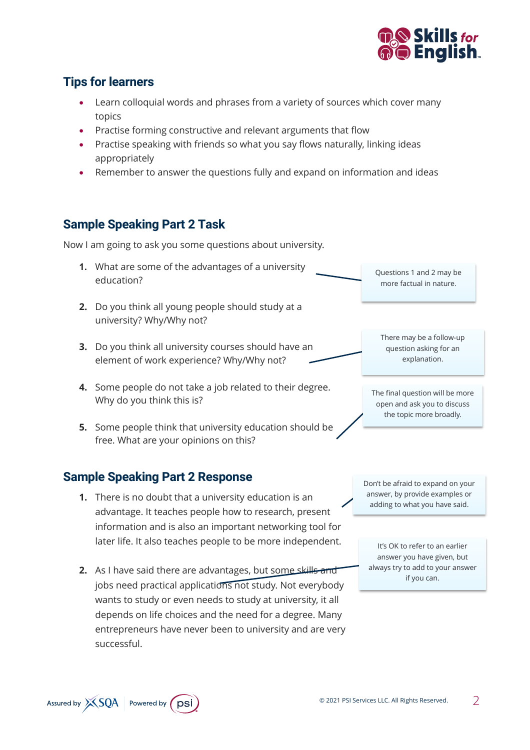## Tips for learners

- Learn colloquial words and phrases from a variety of sources which cover many topics
- Practise forming constructive and relevant arguments that flow
- Practise speaking with friends so what you say flows naturally, linking ideas appropriately
- Remember to answer the questions fully and expand on information and ideas

## Sample Speaking Part 2 Task

Now I am going to ask you some questions about university.

1. What are some of the advantages of a university education?
2. Do you think all young people should study at a university? Why/Why not?
3. Do you think all university courses should have an element of work experience? Why/Why not?
4. Some people do not take a job related to their degree. Why do you think this is?
5. Some people think that university education should be free. What are your opinions on this?

> Questions 1 and 2 may be more factual in nature.

> There may be a follow-up question asking for an explanation.

> The final question will be more open and ask you to discuss the topic more broadly.

## Sample Speaking Part 2 Response

1. There is no doubt that a university education is an advantage. It teaches people how to research, present information and is also an important networking tool for later life. It also teaches people to be more independent.
2. As I have said there are advantages, but some skills and jobs need practical applications not study. Not everybody wants to study or even needs to study at university, it all depends on life choices and the need for a degree. Many entrepreneurs have never been to university and are very successful.

> Don't be afraid to expand on your answer, by provide examples or adding to what you have said.

> It's OK to refer to an earlier answer you have given, but always try to add to your answer if you can.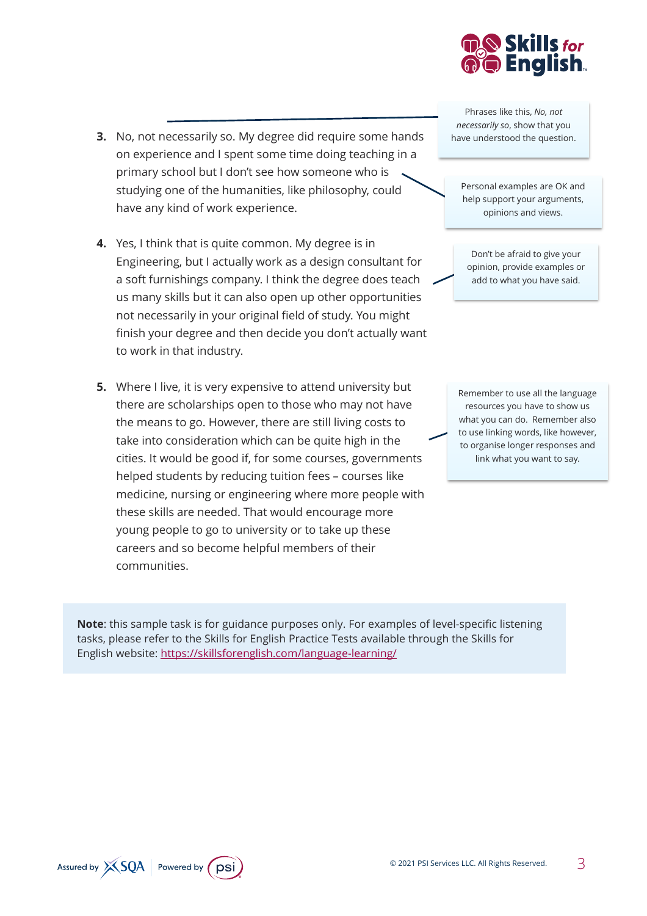3. No, not necessarily so. My degree did require some hands on experience and I spent some time doing teaching in a primary school but I don't see how someone who is studying one of the humanities, like philosophy, could have any kind of work experience.

> Phrases like this, *No, not necessarily so*, show that you have understood the question.

> Personal examples are OK and help support your arguments, opinions and views.

4. Yes, I think that is quite common. My degree is in Engineering, but I actually work as a design consultant for a soft furnishings company. I think the degree does teach us many skills but it can also open up other opportunities not necessarily in your original field of study. You might finish your degree and then decide you don't actually want to work in that industry.

> Don't be afraid to give your opinion, provide examples or add to what you have said.

5. Where I live, it is very expensive to attend university but there are scholarships open to those who may not have the means to go. However, there are still living costs to take into consideration which can be quite high in the cities. It would be good if, for some courses, governments helped students by reducing tuition fees – courses like medicine, nursing or engineering where more people with these skills are needed. That would encourage more young people to go to university or to take up these careers and so become helpful members of their communities.

> Remember to use all the language resources you have to show us what you can do. Remember also to use linking words, like however, to organise longer responses and link what you want to say.

**Note**: this sample task is for guidance purposes only. For examples of level-specific listening tasks, please refer to the Skills for English Practice Tests available through the Skills for English website: https://skillsforenglish.com/language-learning/